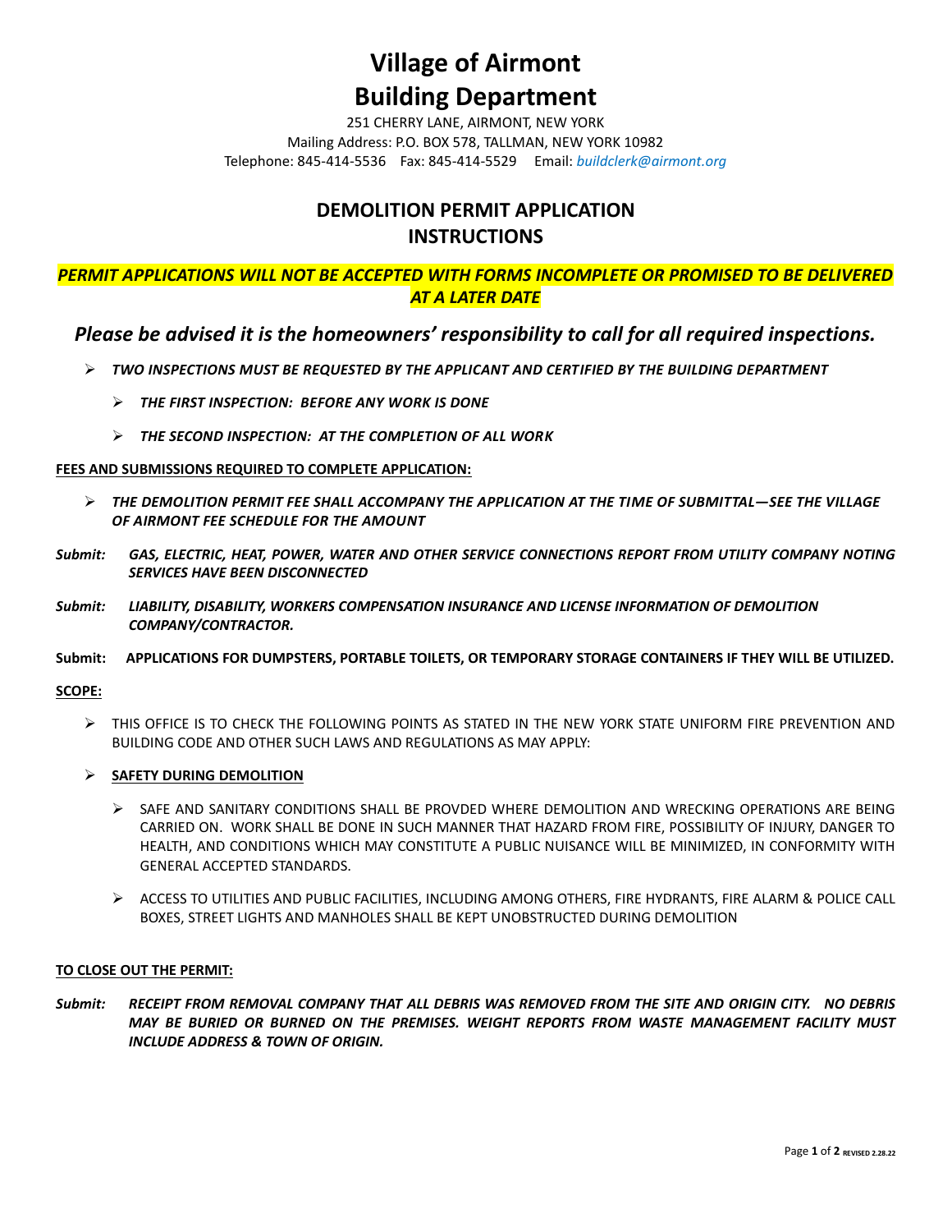# Village of Airmont
# Building Department

251 CHERRY LANE, AIRMONT, NEW YORK
Mailing Address: P.O. BOX 578, TALLMAN, NEW YORK 10982
Telephone: 845-414-5536 Fax: 845-414-5529 Email: *buildclerk@airmont.org*

## DEMOLITION PERMIT APPLICATION INSTRUCTIONS

***PERMIT APPLICATIONS WILL NOT BE ACCEPTED WITH FORMS INCOMPLETE OR PROMISED TO BE DELIVERED AT A LATER DATE***

***Please be advised it is the homeowners' responsibility to call for all required inspections.***

- ***TWO INSPECTIONS MUST BE REQUESTED BY THE APPLICANT AND CERTIFIED BY THE BUILDING DEPARTMENT***
  - ***THE FIRST INSPECTION: BEFORE ANY WORK IS DONE***
  - ***THE SECOND INSPECTION: AT THE COMPLETION OF ALL WORK***

**FEES AND SUBMISSIONS REQUIRED TO COMPLETE APPLICATION:**

- ***THE DEMOLITION PERMIT FEE SHALL ACCOMPANY THE APPLICATION AT THE TIME OF SUBMITTAL—SEE THE VILLAGE OF AIRMONT FEE SCHEDULE FOR THE AMOUNT***

***Submit:*** ***GAS, ELECTRIC, HEAT, POWER, WATER AND OTHER SERVICE CONNECTIONS REPORT FROM UTILITY COMPANY NOTING SERVICES HAVE BEEN DISCONNECTED***

***Submit:*** ***LIABILITY, DISABILITY, WORKERS COMPENSATION INSURANCE AND LICENSE INFORMATION OF DEMOLITION COMPANY/CONTRACTOR.***

**Submit: APPLICATIONS FOR DUMPSTERS, PORTABLE TOILETS, OR TEMPORARY STORAGE CONTAINERS IF THEY WILL BE UTILIZED.**

**SCOPE:**

- THIS OFFICE IS TO CHECK THE FOLLOWING POINTS AS STATED IN THE NEW YORK STATE UNIFORM FIRE PREVENTION AND BUILDING CODE AND OTHER SUCH LAWS AND REGULATIONS AS MAY APPLY:
- **SAFETY DURING DEMOLITION**
  - SAFE AND SANITARY CONDITIONS SHALL BE PROVDED WHERE DEMOLITION AND WRECKING OPERATIONS ARE BEING CARRIED ON. WORK SHALL BE DONE IN SUCH MANNER THAT HAZARD FROM FIRE, POSSIBILITY OF INJURY, DANGER TO HEALTH, AND CONDITIONS WHICH MAY CONSTITUTE A PUBLIC NUISANCE WILL BE MINIMIZED, IN CONFORMITY WITH GENERAL ACCEPTED STANDARDS.
  - ACCESS TO UTILITIES AND PUBLIC FACILITIES, INCLUDING AMONG OTHERS, FIRE HYDRANTS, FIRE ALARM & POLICE CALL BOXES, STREET LIGHTS AND MANHOLES SHALL BE KEPT UNOBSTRUCTED DURING DEMOLITION

**TO CLOSE OUT THE PERMIT:**

***Submit:*** ***RECEIPT FROM REMOVAL COMPANY THAT ALL DEBRIS WAS REMOVED FROM THE SITE AND ORIGIN CITY. NO DEBRIS MAY BE BURIED OR BURNED ON THE PREMISES. WEIGHT REPORTS FROM WASTE MANAGEMENT FACILITY MUST INCLUDE ADDRESS & TOWN OF ORIGIN.***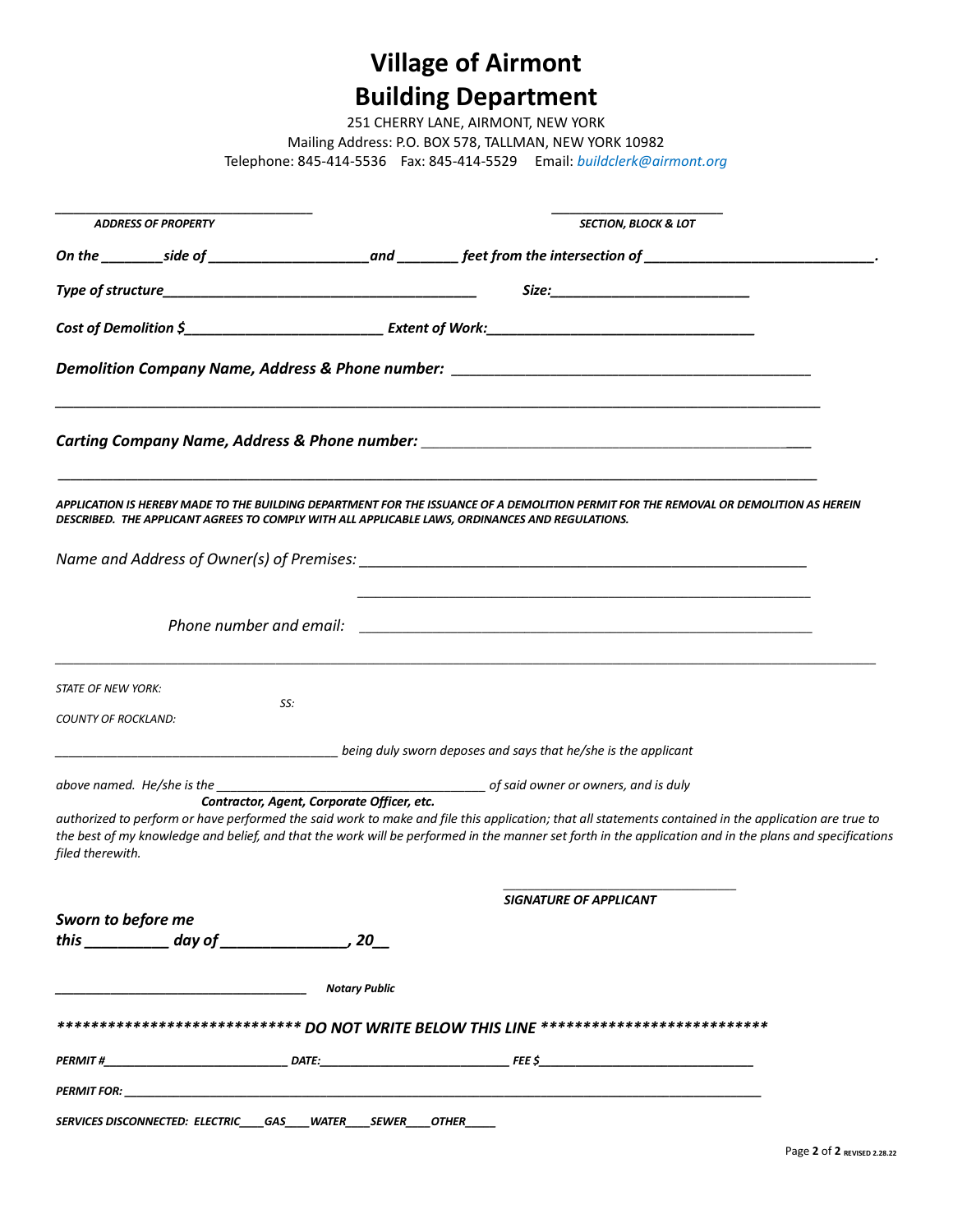# Village of Airmont
# Building Department

251 CHERRY LANE, AIRMONT, NEW YORK
Mailing Address: P.O. BOX 578, TALLMAN, NEW YORK 10982
Telephone: 845-414-5536 Fax: 845-414-5529 Email: buildclerk@airmont.org

___________________________________ ADDRESS OF PROPERTY

______________________ SECTION, BLOCK & LOT

***On the ________side of ____________________and ________ feet from the intersection of ______________________________.***

***Type of structure_______________________________________ Size:_________________________***

***Cost of Demolition $_________________________ Extent of Work:__________________________________***

***Demolition Company Name, Address & Phone number:*** _____________________________________________

_____________________________________________________________________________________________

***Carting Company Name, Address & Phone number:*** _______________________________________________

_____________________________________________________________________________________________

***APPLICATION IS HEREBY MADE TO THE BUILDING DEPARTMENT FOR THE ISSUANCE OF A DEMOLITION PERMIT FOR THE REMOVAL OR DEMOLITION AS HEREIN DESCRIBED. THE APPLICANT AGREES TO COMPLY WITH ALL APPLICABLE LAWS, ORDINANCES AND REGULATIONS.***

*Name and Address of Owner(s) of Premises:* _______________________________________________________

_______________________________________________________

*Phone number and email:* _______________________________________________________

_____________________________________________________________________________________________

*STATE OF NEW YORK:*

*SS:*

*COUNTY OF ROCKLAND:*

________________________________________ *being duly sworn deposes and says that he/she is the applicant*

*above named. He/she is the* ______________________________________ *of said owner or owners, and is duly*

***Contractor, Agent, Corporate Officer, etc.***

*authorized to perform or have performed the said work to make and file this application; that all statements contained in the application are true to the best of my knowledge and belief, and that the work will be performed in the manner set forth in the application and in the plans and specifications filed therewith.*

_________________________________
***SIGNATURE OF APPLICANT***

***Sworn to before me***
***this __________ day of _______________, 20__***

___________________________________ ***Notary Public***

***************************** DO NOT WRITE BELOW THIS LINE ***************************

***PERMIT #___________________________ DATE:___________________________ FEE $______________________________***

***PERMIT FOR:*** ___________________________________________________________________________________

***SERVICES DISCONNECTED: ELECTRIC____GAS____WATER____SEWER____OTHER_____***